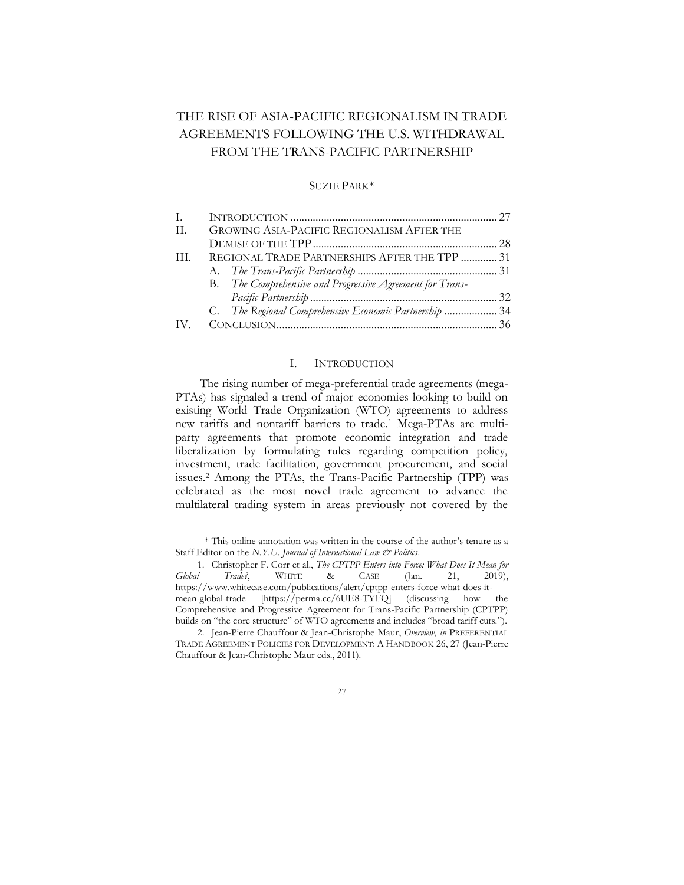# THE RISE OF ASIA-PACIFIC REGIONALISM IN TRADE AGREEMENTS FOLLOWING THE U.S. WITHDRAWAL FROM THE TRANS-PACIFIC PARTNERSHIP

SUZIE PARK*

| | | |
|---|---|---|
| I. | INTRODUCTION | 27 |
| II. | GROWING ASIA-PACIFIC REGIONALISM AFTER THE DEMISE OF THE TPP | 28 |
| III. | REGIONAL TRADE PARTNERSHIPS AFTER THE TPP | 31 |
| | A. *The Trans-Pacific Partnership* | 31 |
| | B. *The Comprehensive and Progressive Agreement for Trans-Pacific Partnership* | 32 |
| | C. *The Regional Comprehensive Economic Partnership* | 34 |
| IV. | CONCLUSION | 36 |

## I. INTRODUCTION

The rising number of mega-preferential trade agreements (mega-PTAs) has signaled a trend of major economies looking to build on existing World Trade Organization (WTO) agreements to address new tariffs and nontariff barriers to trade.[1] Mega-PTAs are multi-party agreements that promote economic integration and trade liberalization by formulating rules regarding competition policy, investment, trade facilitation, government procurement, and social issues.[2] Among the PTAs, the Trans-Pacific Partnership (TPP) was celebrated as the most novel trade agreement to advance the multilateral trading system in areas previously not covered by the

---

\* This online annotation was written in the course of the author's tenure as a Staff Editor on the *N.Y.U. Journal of International Law & Politics*.

1. Christopher F. Corr et al., *The CPTPP Enters into Force: What Does It Mean for Global Trade?*, WHITE & CASE (Jan. 21, 2019), https://www.whitecase.com/publications/alert/cptpp-enters-force-what-does-it-mean-global-trade [https://perma.cc/6UE8-TYFQ] (discussing how the Comprehensive and Progressive Agreement for Trans-Pacific Partnership (CPTPP) builds on "the core structure" of WTO agreements and includes "broad tariff cuts.").

2. Jean-Pierre Chauffour & Jean-Christophe Maur, *Overview*, *in* PREFERENTIAL TRADE AGREEMENT POLICIES FOR DEVELOPMENT: A HANDBOOK 26, 27 (Jean-Pierre Chauffour & Jean-Christophe Maur eds., 2011).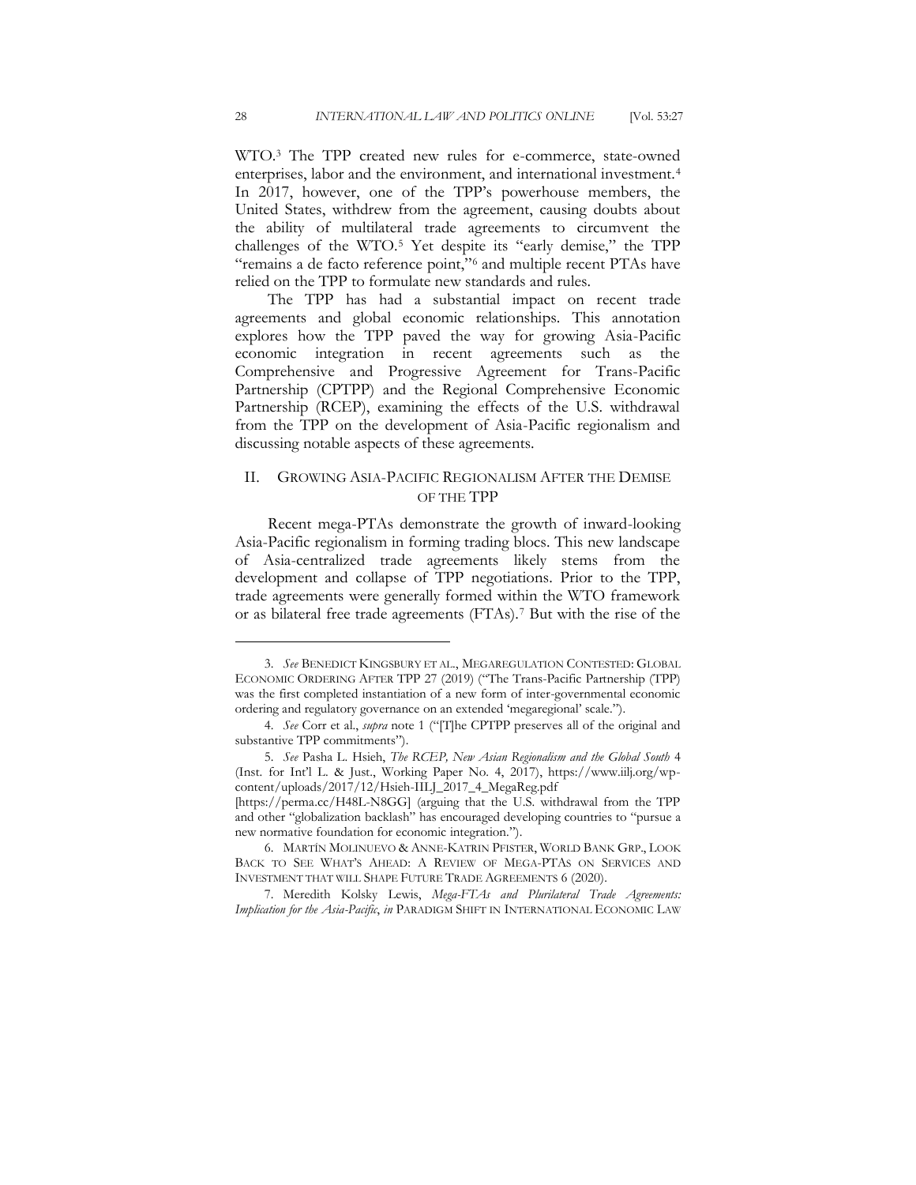WTO.[3] The TPP created new rules for e-commerce, state-owned enterprises, labor and the environment, and international investment.[4] In 2017, however, one of the TPP's powerhouse members, the United States, withdrew from the agreement, causing doubts about the ability of multilateral trade agreements to circumvent the challenges of the WTO.[5] Yet despite its "early demise," the TPP "remains a de facto reference point,"[6] and multiple recent PTAs have relied on the TPP to formulate new standards and rules.

The TPP has had a substantial impact on recent trade agreements and global economic relationships. This annotation explores how the TPP paved the way for growing Asia-Pacific economic integration in recent agreements such as the Comprehensive and Progressive Agreement for Trans-Pacific Partnership (CPTPP) and the Regional Comprehensive Economic Partnership (RCEP), examining the effects of the U.S. withdrawal from the TPP on the development of Asia-Pacific regionalism and discussing notable aspects of these agreements.

## II. GROWING ASIA-PACIFIC REGIONALISM AFTER THE DEMISE OF THE TPP

Recent mega-PTAs demonstrate the growth of inward-looking Asia-Pacific regionalism in forming trading blocs. This new landscape of Asia-centralized trade agreements likely stems from the development and collapse of TPP negotiations. Prior to the TPP, trade agreements were generally formed within the WTO framework or as bilateral free trade agreements (FTAs).[7] But with the rise of the

---

3. *See* BENEDICT KINGSBURY ET AL., MEGAREGULATION CONTESTED: GLOBAL ECONOMIC ORDERING AFTER TPP 27 (2019) ("The Trans-Pacific Partnership (TPP) was the first completed instantiation of a new form of inter-governmental economic ordering and regulatory governance on an extended 'megaregional' scale.").

4. *See* Corr et al., *supra* note 1 ("[T]he CPTPP preserves all of the original and substantive TPP commitments").

5. *See* Pasha L. Hsieh, *The RCEP, New Asian Regionalism and the Global South* 4 (Inst. for Int'l L. & Just., Working Paper No. 4, 2017), https://www.iilj.org/wp-content/uploads/2017/12/Hsieh-IILJ_2017_4_MegaReg.pdf [https://perma.cc/H48L-N8GG] (arguing that the U.S. withdrawal from the TPP and other "globalization backlash" has encouraged developing countries to "pursue a new normative foundation for economic integration.").

6. MARTÍN MOLINUEVO & ANNE-KATRIN PFISTER, WORLD BANK GRP., LOOK BACK TO SEE WHAT'S AHEAD: A REVIEW OF MEGA-PTAS ON SERVICES AND INVESTMENT THAT WILL SHAPE FUTURE TRADE AGREEMENTS 6 (2020).

7. Meredith Kolsky Lewis, *Mega-FTAs and Plurilateral Trade Agreements: Implication for the Asia-Pacific*, *in* PARADIGM SHIFT IN INTERNATIONAL ECONOMIC LAW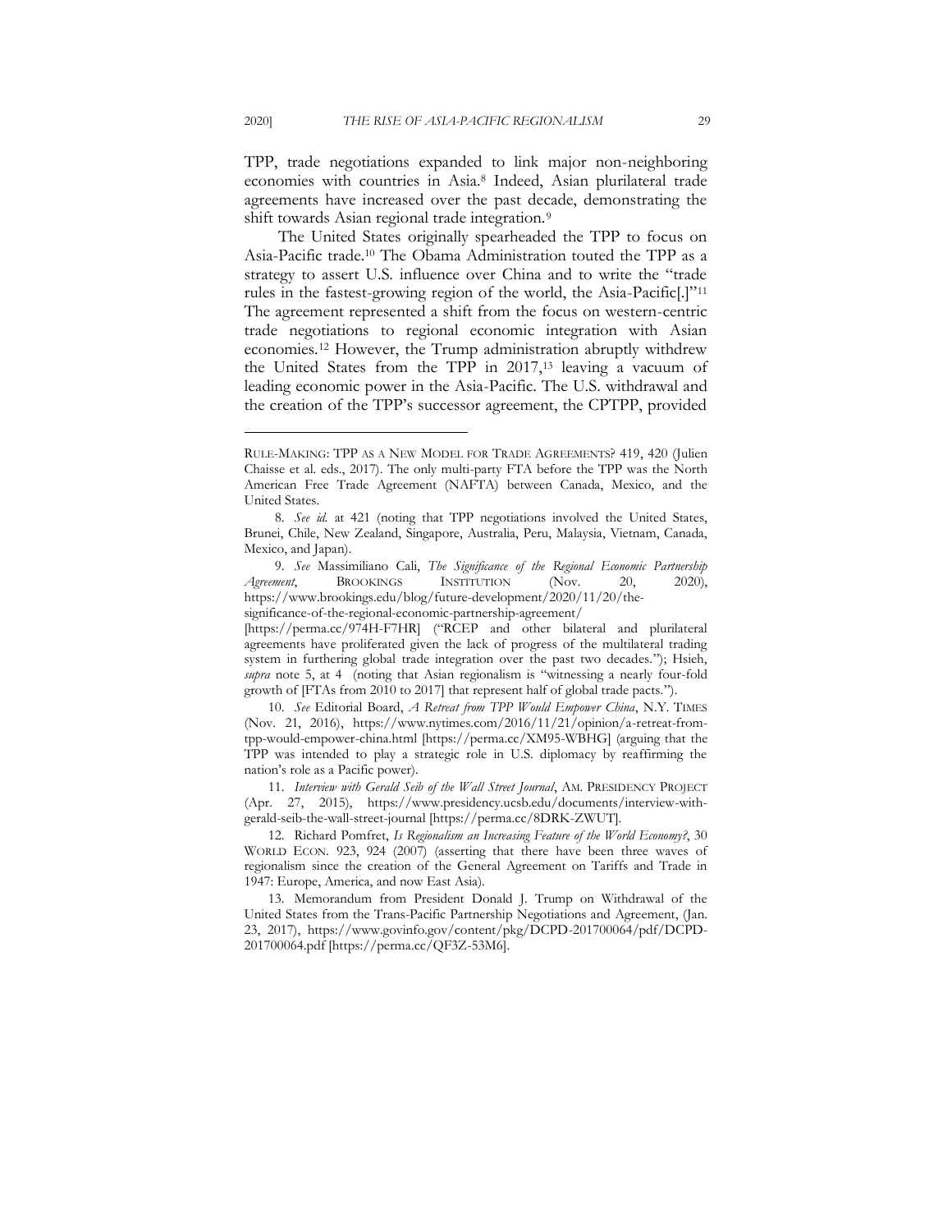TPP, trade negotiations expanded to link major non-neighboring economies with countries in Asia.[8] Indeed, Asian plurilateral trade agreements have increased over the past decade, demonstrating the shift towards Asian regional trade integration.[9]

The United States originally spearheaded the TPP to focus on Asia-Pacific trade.[10] The Obama Administration touted the TPP as a strategy to assert U.S. influence over China and to write the "trade rules in the fastest-growing region of the world, the Asia-Pacific[.]"[11] The agreement represented a shift from the focus on western-centric trade negotiations to regional economic integration with Asian economies.[12] However, the Trump administration abruptly withdrew the United States from the TPP in 2017,[13] leaving a vacuum of leading economic power in the Asia-Pacific. The U.S. withdrawal and the creation of the TPP's successor agreement, the CPTPP, provided

---

RULE-MAKING: TPP AS A NEW MODEL FOR TRADE AGREEMENTS? 419, 420 (Julien Chaisse et al. eds., 2017). The only multi-party FTA before the TPP was the North American Free Trade Agreement (NAFTA) between Canada, Mexico, and the United States.

8. *See id.* at 421 (noting that TPP negotiations involved the United States, Brunei, Chile, New Zealand, Singapore, Australia, Peru, Malaysia, Vietnam, Canada, Mexico, and Japan).

9. *See* Massimiliano Cali, *The Significance of the Regional Economic Partnership Agreement*, BROOKINGS INSTITUTION (Nov. 20, 2020), https://www.brookings.edu/blog/future-development/2020/11/20/the-significance-of-the-regional-economic-partnership-agreement/ [https://perma.cc/974H-F7HR] ("RCEP and other bilateral and plurilateral agreements have proliferated given the lack of progress of the multilateral trading system in furthering global trade integration over the past two decades."); Hsieh, *supra* note 5, at 4 (noting that Asian regionalism is "witnessing a nearly four-fold growth of [FTAs from 2010 to 2017] that represent half of global trade pacts.").

10. *See* Editorial Board, *A Retreat from TPP Would Empower China*, N.Y. TIMES (Nov. 21, 2016), https://www.nytimes.com/2016/11/21/opinion/a-retreat-from-tpp-would-empower-china.html [https://perma.cc/XM95-WBHG] (arguing that the TPP was intended to play a strategic role in U.S. diplomacy by reaffirming the nation's role as a Pacific power).

11. *Interview with Gerald Seib of the Wall Street Journal*, AM. PRESIDENCY PROJECT (Apr. 27, 2015), https://www.presidency.ucsb.edu/documents/interview-with-gerald-seib-the-wall-street-journal [https://perma.cc/8DRK-ZWUT].

12. Richard Pomfret, *Is Regionalism an Increasing Feature of the World Economy?*, 30 WORLD ECON. 923, 924 (2007) (asserting that there have been three waves of regionalism since the creation of the General Agreement on Tariffs and Trade in 1947: Europe, America, and now East Asia).

13. Memorandum from President Donald J. Trump on Withdrawal of the United States from the Trans-Pacific Partnership Negotiations and Agreement, (Jan. 23, 2017), https://www.govinfo.gov/content/pkg/DCPD-201700064/pdf/DCPD-201700064.pdf [https://perma.cc/QF3Z-53M6].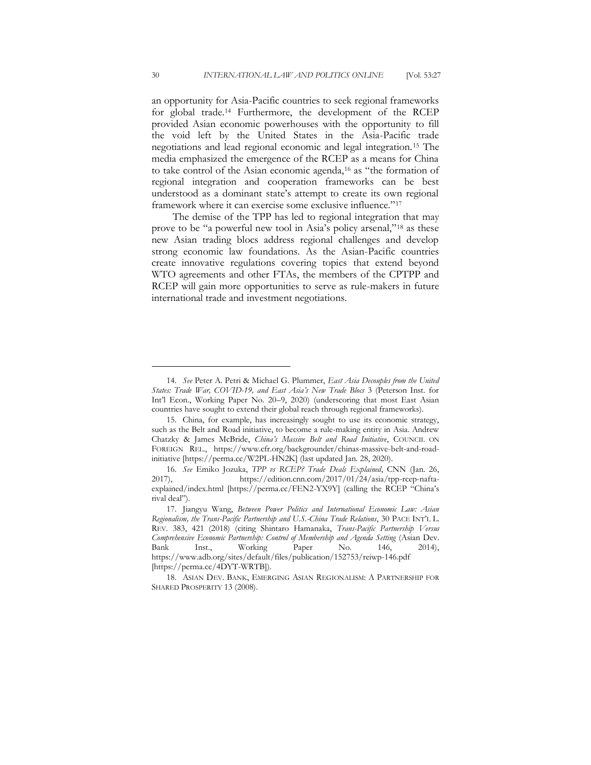an opportunity for Asia-Pacific countries to seek regional frameworks for global trade.[14] Furthermore, the development of the RCEP provided Asian economic powerhouses with the opportunity to fill the void left by the United States in the Asia-Pacific trade negotiations and lead regional economic and legal integration.[15] The media emphasized the emergence of the RCEP as a means for China to take control of the Asian economic agenda,[16] as "the formation of regional integration and cooperation frameworks can be best understood as a dominant state's attempt to create its own regional framework where it can exercise some exclusive influence."[17]

The demise of the TPP has led to regional integration that may prove to be "a powerful new tool in Asia's policy arsenal,"[18] as these new Asian trading blocs address regional challenges and develop strong economic law foundations. As the Asian-Pacific countries create innovative regulations covering topics that extend beyond WTO agreements and other FTAs, the members of the CPTPP and RCEP will gain more opportunities to serve as rule-makers in future international trade and investment negotiations.

---

14. *See* Peter A. Petri & Michael G. Plummer, *East Asia Decouples from the United States: Trade War, COVID-19, and East Asia's New Trade Blocs* 3 (Peterson Inst. for Int'l Econ., Working Paper No. 20–9, 2020) (underscoring that most East Asian countries have sought to extend their global reach through regional frameworks).

15. China, for example, has increasingly sought to use its economic strategy, such as the Belt and Road initiative, to become a rule-making entity in Asia. Andrew Chatzky & James McBride, *China's Massive Belt and Road Initiative*, COUNCIL ON FOREIGN REL., https://www.cfr.org/backgrounder/chinas-massive-belt-and-road-initiative [https://perma.cc/W2PL-HN2K] (last updated Jan. 28, 2020).

16. *See* Emiko Jozuka, *TPP vs RCEP? Trade Deals Explained*, CNN (Jan. 26, 2017), https://edition.cnn.com/2017/01/24/asia/tpp-rcep-nafta-explained/index.html [https://perma.cc/FEN2-YX9Y] (calling the RCEP "China's rival deal").

17. Jiangyu Wang, *Between Power Politics and International Economic Law: Asian Regionalism, the Trans-Pacific Partnership and U.S.-China Trade Relations*, 30 PACE INT'L L. REV. 383, 421 (2018) (citing Shintaro Hamanaka, *Trans-Pacific Partnership Versus Comprehensive Economic Partnership: Control of Membership and Agenda Setting* (Asian Dev. Bank Inst., Working Paper No. 146, 2014), https://www.adb.org/sites/default/files/publication/152753/reiwp-146.pdf [https://perma.cc/4DYT-WRTB]).

18. ASIAN DEV. BANK, EMERGING ASIAN REGIONALISM: A PARTNERSHIP FOR SHARED PROSPERITY 13 (2008).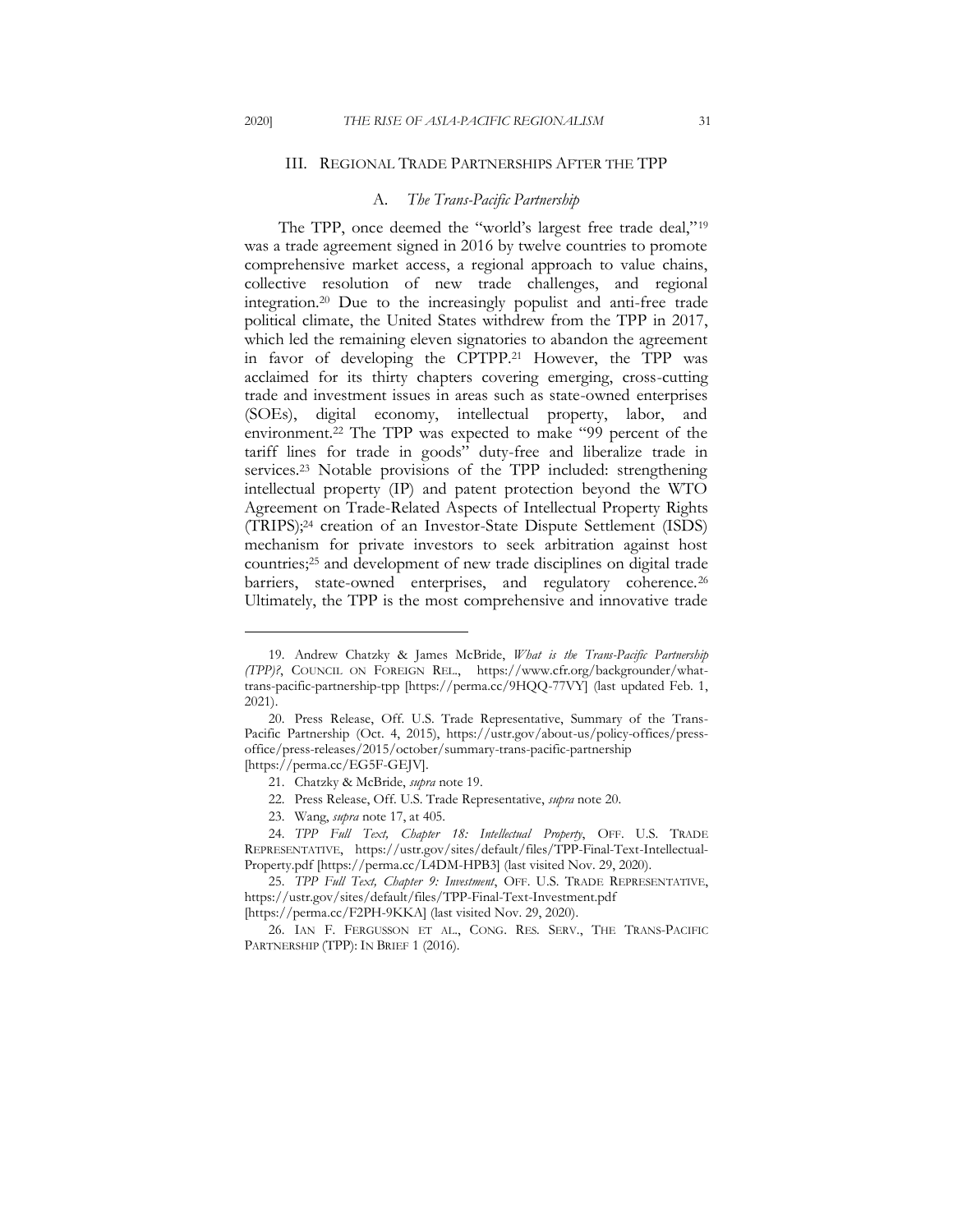## III. Regional Trade Partnerships After the TPP

### A. *The Trans-Pacific Partnership*

The TPP, once deemed the "world's largest free trade deal,"[19] was a trade agreement signed in 2016 by twelve countries to promote comprehensive market access, a regional approach to value chains, collective resolution of new trade challenges, and regional integration.[20] Due to the increasingly populist and anti-free trade political climate, the United States withdrew from the TPP in 2017, which led the remaining eleven signatories to abandon the agreement in favor of developing the CPTPP.[21] However, the TPP was acclaimed for its thirty chapters covering emerging, cross-cutting trade and investment issues in areas such as state-owned enterprises (SOEs), digital economy, intellectual property, labor, and environment.[22] The TPP was expected to make "99 percent of the tariff lines for trade in goods" duty-free and liberalize trade in services.[23] Notable provisions of the TPP included: strengthening intellectual property (IP) and patent protection beyond the WTO Agreement on Trade-Related Aspects of Intellectual Property Rights (TRIPS);[24] creation of an Investor-State Dispute Settlement (ISDS) mechanism for private investors to seek arbitration against host countries;[25] and development of new trade disciplines on digital trade barriers, state-owned enterprises, and regulatory coherence.[26] Ultimately, the TPP is the most comprehensive and innovative trade

---

19. Andrew Chatzky & James McBride, *What is the Trans-Pacific Partnership (TPP)?*, Council on Foreign Rel., https://www.cfr.org/backgrounder/what-trans-pacific-partnership-tpp [https://perma.cc/9HQQ-77VY] (last updated Feb. 1, 2021).

20. Press Release, Off. U.S. Trade Representative, Summary of the Trans-Pacific Partnership (Oct. 4, 2015), https://ustr.gov/about-us/policy-offices/press-office/press-releases/2015/october/summary-trans-pacific-partnership [https://perma.cc/EG5F-GEJV].

21. Chatzky & McBride, *supra* note 19.

22. Press Release, Off. U.S. Trade Representative, *supra* note 20.

23. Wang, *supra* note 17, at 405.

24. *TPP Full Text, Chapter 18: Intellectual Property*, Off. U.S. Trade Representative, https://ustr.gov/sites/default/files/TPP-Final-Text-Intellectual-Property.pdf [https://perma.cc/L4DM-HPB3] (last visited Nov. 29, 2020).

25. *TPP Full Text, Chapter 9: Investment*, Off. U.S. Trade Representative, https://ustr.gov/sites/default/files/TPP-Final-Text-Investment.pdf [https://perma.cc/F2PH-9KKA] (last visited Nov. 29, 2020).

26. Ian F. Fergusson et al., Cong. Res. Serv., The Trans-Pacific Partnership (TPP): In Brief 1 (2016).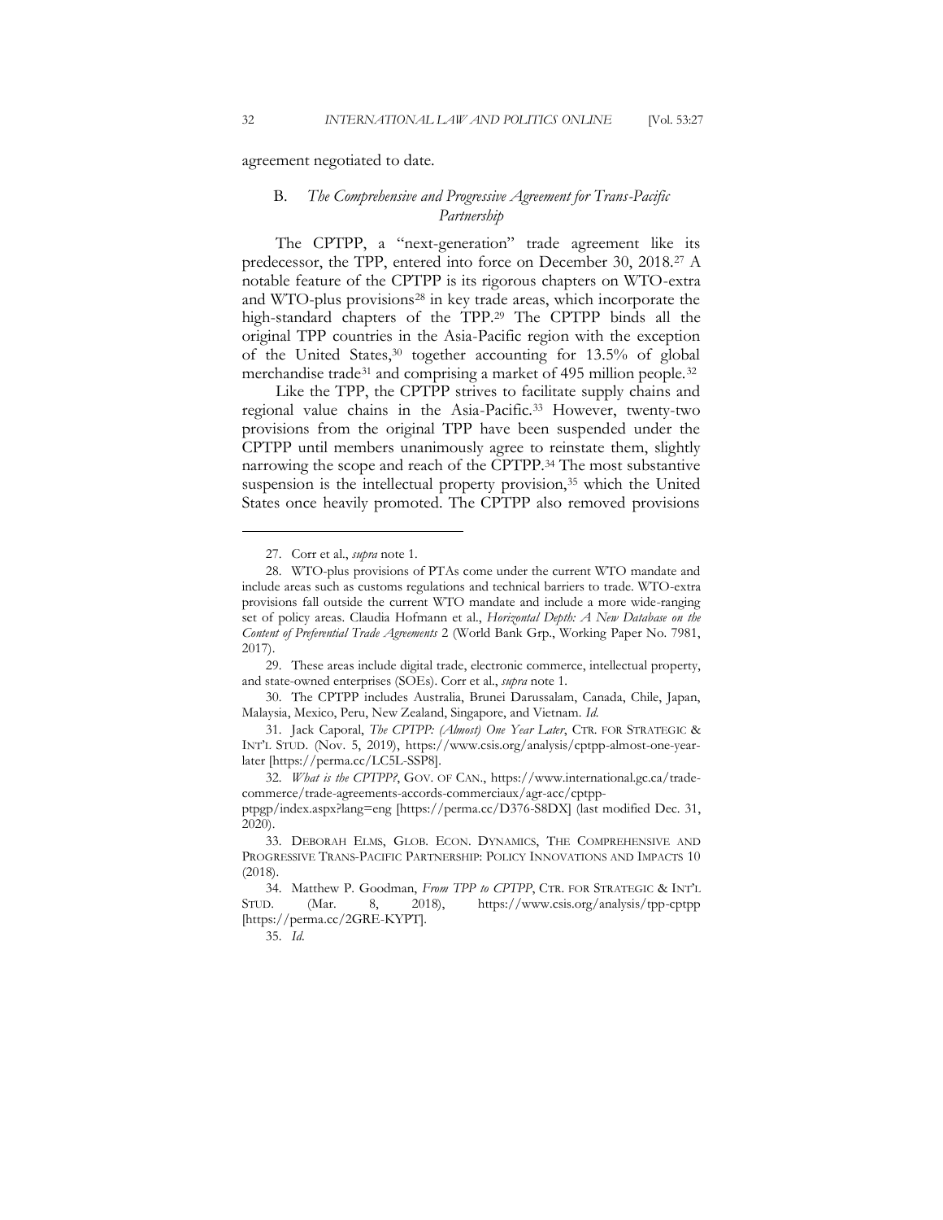agreement negotiated to date.

### B. *The Comprehensive and Progressive Agreement for Trans-Pacific Partnership*

The CPTPP, a "next-generation" trade agreement like its predecessor, the TPP, entered into force on December 30, 2018.[27] A notable feature of the CPTPP is its rigorous chapters on WTO-extra and WTO-plus provisions[28] in key trade areas, which incorporate the high-standard chapters of the TPP.[29] The CPTPP binds all the original TPP countries in the Asia-Pacific region with the exception of the United States,[30] together accounting for 13.5% of global merchandise trade[31] and comprising a market of 495 million people.[32]

Like the TPP, the CPTPP strives to facilitate supply chains and regional value chains in the Asia-Pacific.[33] However, twenty-two provisions from the original TPP have been suspended under the CPTPP until members unanimously agree to reinstate them, slightly narrowing the scope and reach of the CPTPP.[34] The most substantive suspension is the intellectual property provision,[35] which the United States once heavily promoted. The CPTPP also removed provisions

---

27. Corr et al., *supra* note 1.

28. WTO-plus provisions of PTAs come under the current WTO mandate and include areas such as customs regulations and technical barriers to trade. WTO-extra provisions fall outside the current WTO mandate and include a more wide-ranging set of policy areas. Claudia Hofmann et al., *Horizontal Depth: A New Database on the Content of Preferential Trade Agreements* 2 (World Bank Grp., Working Paper No. 7981, 2017).

29. These areas include digital trade, electronic commerce, intellectual property, and state-owned enterprises (SOEs). Corr et al., *supra* note 1.

30. The CPTPP includes Australia, Brunei Darussalam, Canada, Chile, Japan, Malaysia, Mexico, Peru, New Zealand, Singapore, and Vietnam. *Id.*

31. Jack Caporal, *The CPTPP: (Almost) One Year Later*, CTR. FOR STRATEGIC & INT'L STUD. (Nov. 5, 2019), https://www.csis.org/analysis/cptpp-almost-one-year-later [https://perma.cc/LC5L-SSP8].

32. *What is the CPTPP?*, GOV. OF CAN., https://www.international.gc.ca/trade-commerce/trade-agreements-accords-commerciaux/agr-acc/cptpp-ptpgp/index.aspx?lang=eng [https://perma.cc/D376-S8DX] (last modified Dec. 31, 2020).

33. DEBORAH ELMS, GLOB. ECON. DYNAMICS, THE COMPREHENSIVE AND PROGRESSIVE TRANS-PACIFIC PARTNERSHIP: POLICY INNOVATIONS AND IMPACTS 10 (2018).

34. Matthew P. Goodman, *From TPP to CPTPP*, CTR. FOR STRATEGIC & INT'L STUD. (Mar. 8, 2018), https://www.csis.org/analysis/tpp-cptpp [https://perma.cc/2GRE-KYPT].

35. *Id.*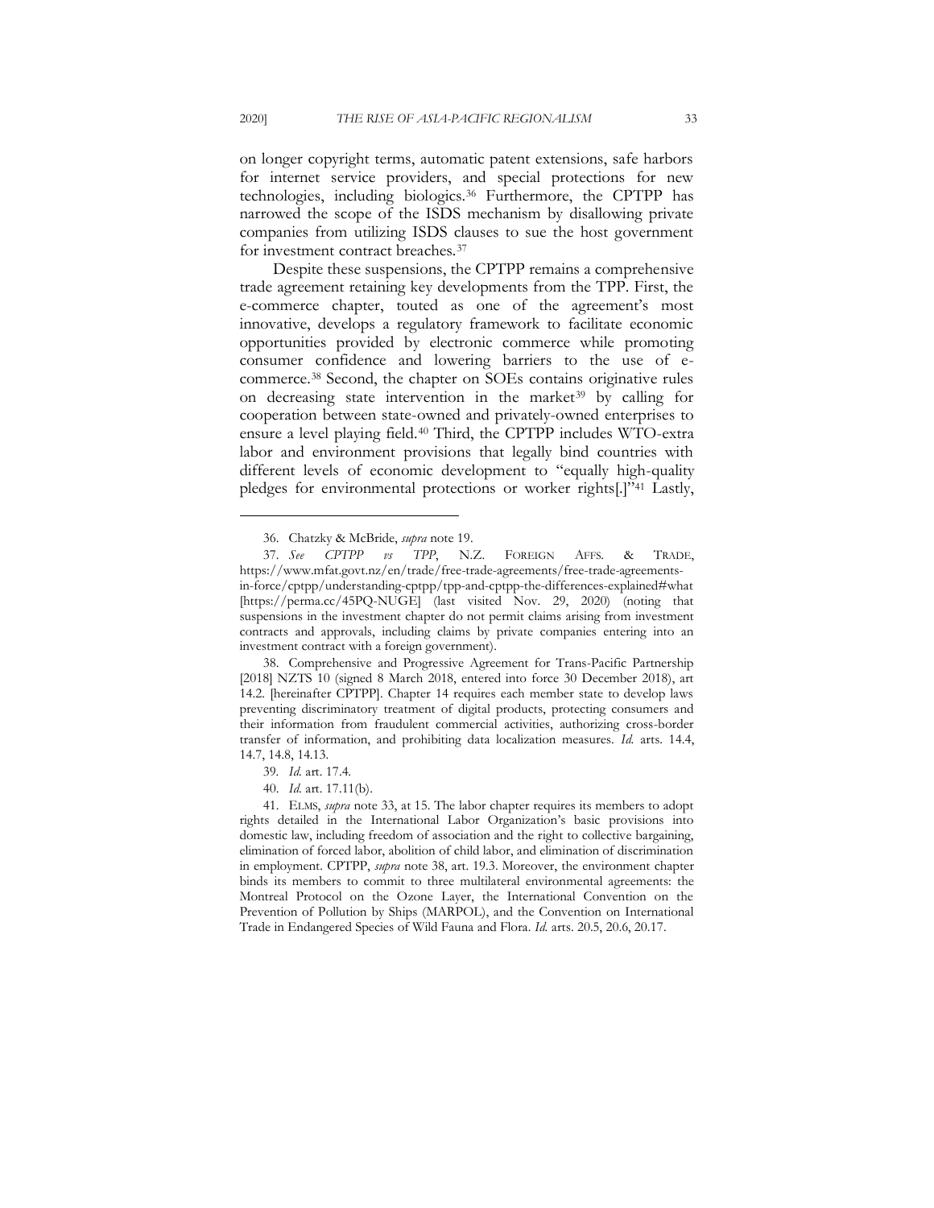on longer copyright terms, automatic patent extensions, safe harbors for internet service providers, and special protections for new technologies, including biologics.[36] Furthermore, the CPTPP has narrowed the scope of the ISDS mechanism by disallowing private companies from utilizing ISDS clauses to sue the host government for investment contract breaches.[37]

Despite these suspensions, the CPTPP remains a comprehensive trade agreement retaining key developments from the TPP. First, the e-commerce chapter, touted as one of the agreement's most innovative, develops a regulatory framework to facilitate economic opportunities provided by electronic commerce while promoting consumer confidence and lowering barriers to the use of e-commerce.[38] Second, the chapter on SOEs contains originative rules on decreasing state intervention in the market[39] by calling for cooperation between state-owned and privately-owned enterprises to ensure a level playing field.[40] Third, the CPTPP includes WTO-extra labor and environment provisions that legally bind countries with different levels of economic development to "equally high-quality pledges for environmental protections or worker rights[.]"[41] Lastly,

---

36. Chatzky & McBride, *supra* note 19.

37. *See CPTPP vs TPP*, N.Z. FOREIGN AFFS. & TRADE, https://www.mfat.govt.nz/en/trade/free-trade-agreements/free-trade-agreements-in-force/cptpp/understanding-cptpp/tpp-and-cptpp-the-differences-explained#what [https://perma.cc/45PQ-NUGE] (last visited Nov. 29, 2020) (noting that suspensions in the investment chapter do not permit claims arising from investment contracts and approvals, including claims by private companies entering into an investment contract with a foreign government).

38. Comprehensive and Progressive Agreement for Trans-Pacific Partnership [2018] NZTS 10 (signed 8 March 2018, entered into force 30 December 2018), art 14.2. [hereinafter CPTPP]. Chapter 14 requires each member state to develop laws preventing discriminatory treatment of digital products, protecting consumers and their information from fraudulent commercial activities, authorizing cross-border transfer of information, and prohibiting data localization measures. *Id.* arts. 14.4, 14.7, 14.8, 14.13.

39. *Id.* art. 17.4.

40. *Id.* art. 17.11(b).

41. ELMS, *supra* note 33, at 15. The labor chapter requires its members to adopt rights detailed in the International Labor Organization's basic provisions into domestic law, including freedom of association and the right to collective bargaining, elimination of forced labor, abolition of child labor, and elimination of discrimination in employment. CPTPP, *supra* note 38, art. 19.3. Moreover, the environment chapter binds its members to commit to three multilateral environmental agreements: the Montreal Protocol on the Ozone Layer, the International Convention on the Prevention of Pollution by Ships (MARPOL), and the Convention on International Trade in Endangered Species of Wild Fauna and Flora. *Id.* arts. 20.5, 20.6, 20.17.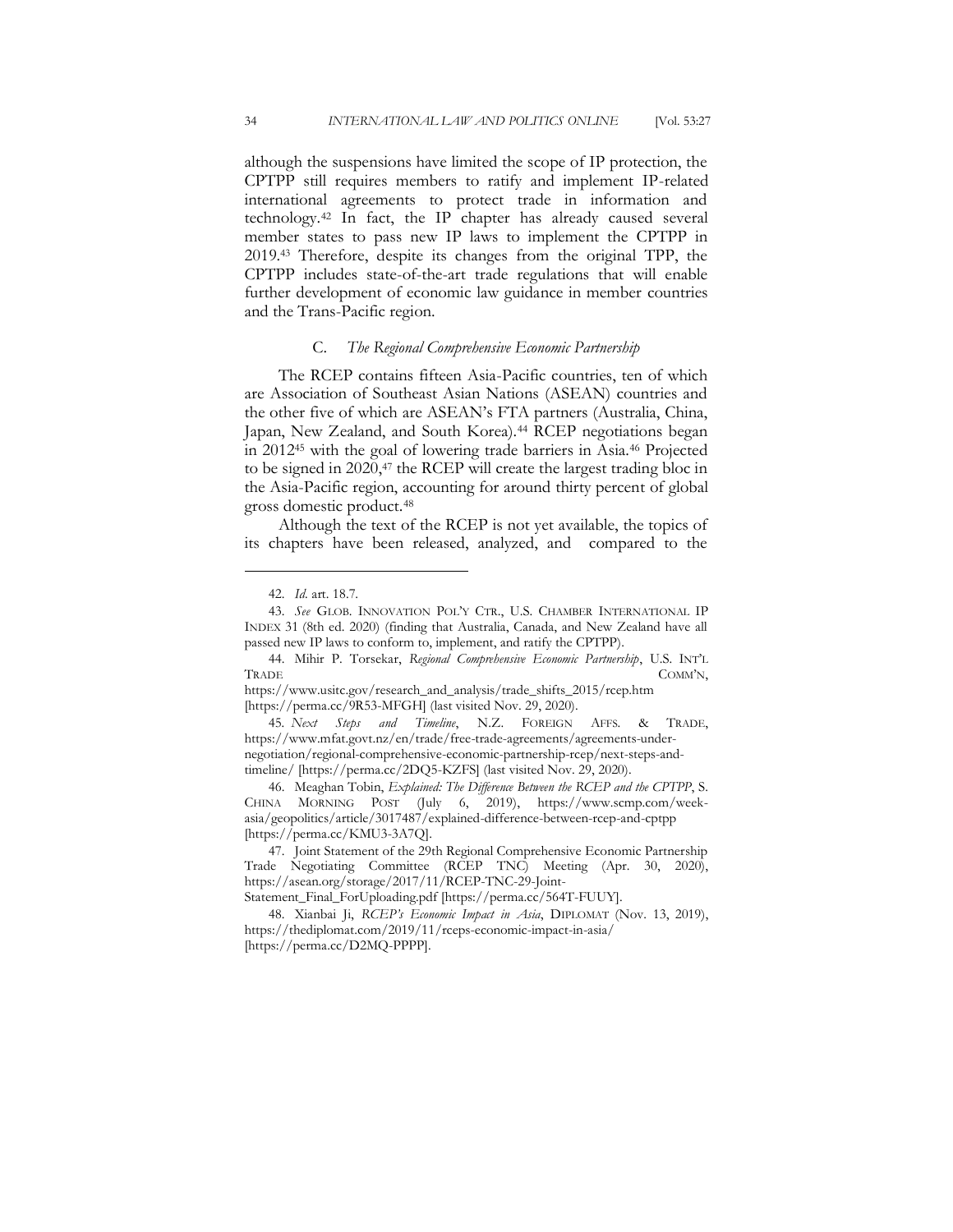although the suspensions have limited the scope of IP protection, the CPTPP still requires members to ratify and implement IP-related international agreements to protect trade in information and technology.[42] In fact, the IP chapter has already caused several member states to pass new IP laws to implement the CPTPP in 2019.[43] Therefore, despite its changes from the original TPP, the CPTPP includes state-of-the-art trade regulations that will enable further development of economic law guidance in member countries and the Trans-Pacific region.

### C. *The Regional Comprehensive Economic Partnership*

The RCEP contains fifteen Asia-Pacific countries, ten of which are Association of Southeast Asian Nations (ASEAN) countries and the other five of which are ASEAN's FTA partners (Australia, China, Japan, New Zealand, and South Korea).[44] RCEP negotiations began in 2012[45] with the goal of lowering trade barriers in Asia.[46] Projected to be signed in 2020,[47] the RCEP will create the largest trading bloc in the Asia-Pacific region, accounting for around thirty percent of global gross domestic product.[48]

Although the text of the RCEP is not yet available, the topics of its chapters have been released, analyzed, and compared to the

---

42. *Id.* art. 18.7.

43. *See* GLOB. INNOVATION POL'Y CTR., U.S. CHAMBER INTERNATIONAL IP INDEX 31 (8th ed. 2020) (finding that Australia, Canada, and New Zealand have all passed new IP laws to conform to, implement, and ratify the CPTPP).

44. Mihir P. Torsekar, *Regional Comprehensive Economic Partnership*, U.S. INT'L TRADE COMM'N, https://www.usitc.gov/research_and_analysis/trade_shifts_2015/rcep.htm [https://perma.cc/9R53-MFGH] (last visited Nov. 29, 2020).

45. *Next Steps and Timeline*, N.Z. FOREIGN AFFS. & TRADE, https://www.mfat.govt.nz/en/trade/free-trade-agreements/agreements-under-negotiation/regional-comprehensive-economic-partnership-rcep/next-steps-and-timeline/ [https://perma.cc/2DQ5-KZFS] (last visited Nov. 29, 2020).

46. Meaghan Tobin, *Explained: The Difference Between the RCEP and the CPTPP*, S. CHINA MORNING POST (July 6, 2019), https://www.scmp.com/week-asia/geopolitics/article/3017487/explained-difference-between-rcep-and-cptpp [https://perma.cc/KMU3-3A7Q].

47. Joint Statement of the 29th Regional Comprehensive Economic Partnership Trade Negotiating Committee (RCEP TNC) Meeting (Apr. 30, 2020), https://asean.org/storage/2017/11/RCEP-TNC-29-Joint-Statement_Final_ForUploading.pdf [https://perma.cc/564T-FUUY].

48. Xianbai Ji, *RCEP's Economic Impact in Asia*, DIPLOMAT (Nov. 13, 2019), https://thediplomat.com/2019/11/rceps-economic-impact-in-asia/ [https://perma.cc/D2MQ-PPPP].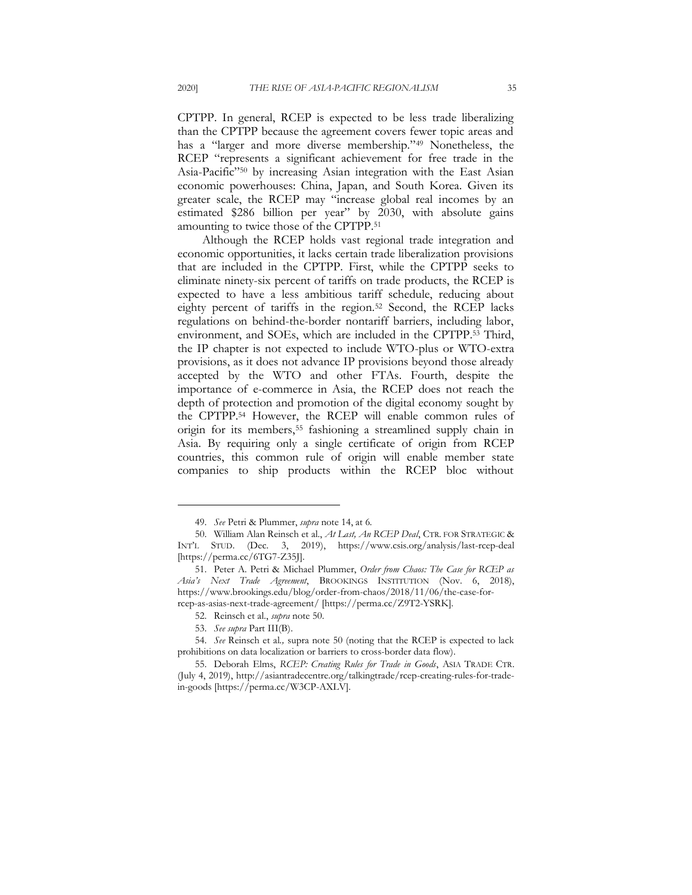CPTPP. In general, RCEP is expected to be less trade liberalizing than the CPTPP because the agreement covers fewer topic areas and has a "larger and more diverse membership."[49] Nonetheless, the RCEP "represents a significant achievement for free trade in the Asia-Pacific"[50] by increasing Asian integration with the East Asian economic powerhouses: China, Japan, and South Korea. Given its greater scale, the RCEP may "increase global real incomes by an estimated $286 billion per year" by 2030, with absolute gains amounting to twice those of the CPTPP.[51]

Although the RCEP holds vast regional trade integration and economic opportunities, it lacks certain trade liberalization provisions that are included in the CPTPP. First, while the CPTPP seeks to eliminate ninety-six percent of tariffs on trade products, the RCEP is expected to have a less ambitious tariff schedule, reducing about eighty percent of tariffs in the region.[52] Second, the RCEP lacks regulations on behind-the-border nontariff barriers, including labor, environment, and SOEs, which are included in the CPTPP.[53] Third, the IP chapter is not expected to include WTO-plus or WTO-extra provisions, as it does not advance IP provisions beyond those already accepted by the WTO and other FTAs. Fourth, despite the importance of e-commerce in Asia, the RCEP does not reach the depth of protection and promotion of the digital economy sought by the CPTPP.[54] However, the RCEP will enable common rules of origin for its members,[55] fashioning a streamlined supply chain in Asia. By requiring only a single certificate of origin from RCEP countries, this common rule of origin will enable member state companies to ship products within the RCEP bloc without

---

49. *See* Petri & Plummer, *supra* note 14, at 6.

50. William Alan Reinsch et al., *At Last, An RCEP Deal*, CTR. FOR STRATEGIC & INT'L STUD. (Dec. 3, 2019), https://www.csis.org/analysis/last-rcep-deal [https://perma.cc/6TG7-Z35J].

51. Peter A. Petri & Michael Plummer, *Order from Chaos: The Case for RCEP as Asia's Next Trade Agreement*, BROOKINGS INSTITUTION (Nov. 6, 2018), https://www.brookings.edu/blog/order-from-chaos/2018/11/06/the-case-for-rcep-as-asias-next-trade-agreement/ [https://perma.cc/Z9T2-YSRK].

52. Reinsch et al., *supra* note 50.

53. *See supra* Part III(B).

54. *See* Reinsch et al., supra note 50 (noting that the RCEP is expected to lack prohibitions on data localization or barriers to cross-border data flow).

55. Deborah Elms, *RCEP: Creating Rules for Trade in Goods*, ASIA TRADE CTR. (July 4, 2019), http://asiantradecentre.org/talkingtrade/rcep-creating-rules-for-trade-in-goods [https://perma.cc/W3CP-AXLV].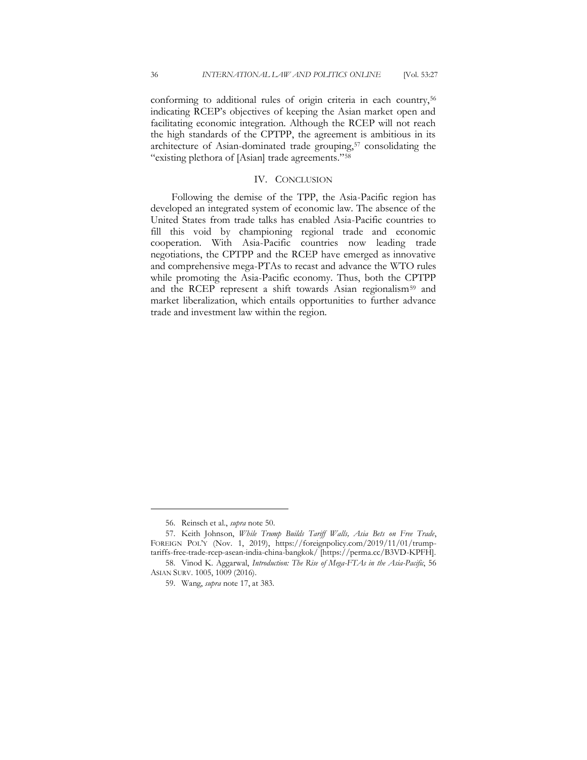conforming to additional rules of origin criteria in each country,[56] indicating RCEP's objectives of keeping the Asian market open and facilitating economic integration. Although the RCEP will not reach the high standards of the CPTPP, the agreement is ambitious in its architecture of Asian-dominated trade grouping,[57] consolidating the "existing plethora of [Asian] trade agreements."[58]

## IV. CONCLUSION

Following the demise of the TPP, the Asia-Pacific region has developed an integrated system of economic law. The absence of the United States from trade talks has enabled Asia-Pacific countries to fill this void by championing regional trade and economic cooperation. With Asia-Pacific countries now leading trade negotiations, the CPTPP and the RCEP have emerged as innovative and comprehensive mega-PTAs to recast and advance the WTO rules while promoting the Asia-Pacific economy. Thus, both the CPTPP and the RCEP represent a shift towards Asian regionalism[59] and market liberalization, which entails opportunities to further advance trade and investment law within the region.

---

56. Reinsch et al., *supra* note 50.

57. Keith Johnson, *While Trump Builds Tariff Walls, Asia Bets on Free Trade*, FOREIGN POL'Y (Nov. 1, 2019), https://foreignpolicy.com/2019/11/01/trump-tariffs-free-trade-rcep-asean-india-china-bangkok/ [https://perma.cc/B3VD-KPFH].

58. Vinod K. Aggarwal, *Introduction: The Rise of Mega-FTAs in the Asia-Pacific*, 56 ASIAN SURV. 1005, 1009 (2016).

59. Wang, *supra* note 17, at 383.